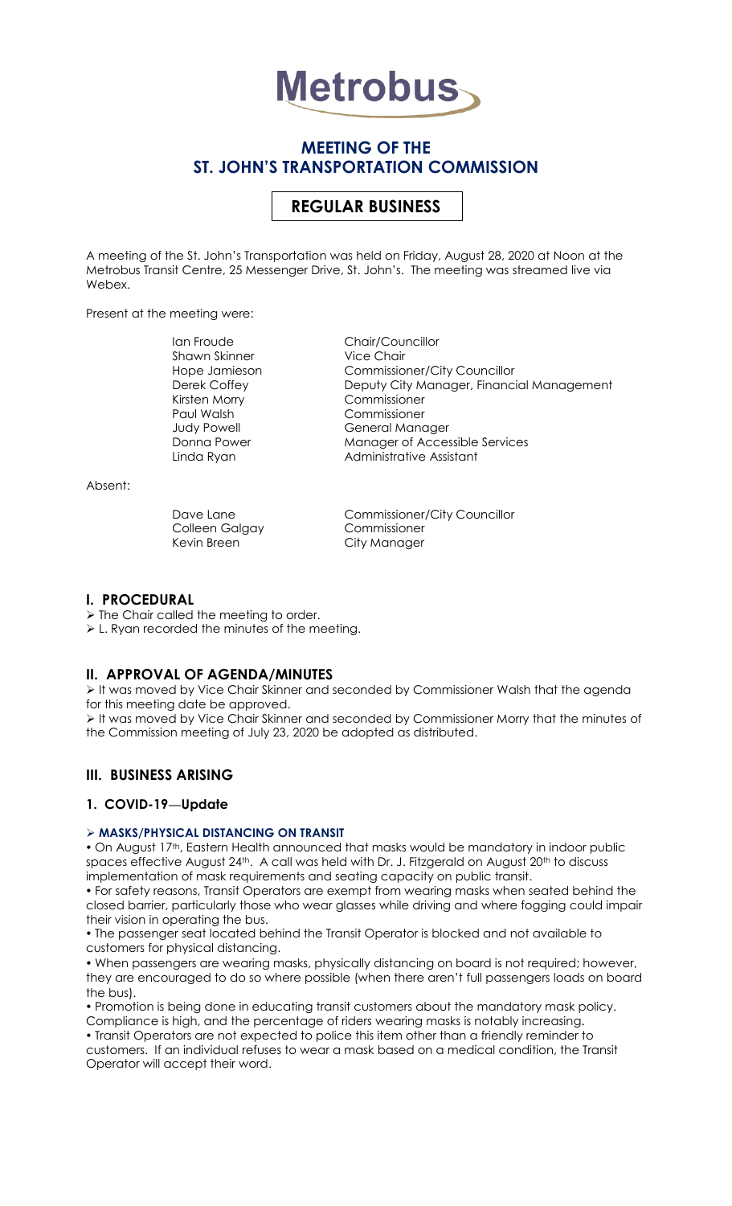# Metrobus

## MEETING OF THE ST. JOHN'S TRANSPORTATION COMMISSION

## REGULAR BUSINESS

A meeting of the St. John's Transportation was held on Friday, August 28, 2020 at Noon at the Metrobus Transit Centre, 25 Messenger Drive, St. John's. The meeting was streamed live via Webex.

Present at the meeting were:

| | |
|---|---|
| Ian Froude | Chair/Councillor |
| Shawn Skinner | Vice Chair |
| Hope Jamieson | Commissioner/City Councillor |
| Derek Coffey | Deputy City Manager, Financial Management |
| Kirsten Morry | Commissioner |
| Paul Walsh | Commissioner |
| Judy Powell | General Manager |
| Donna Power | Manager of Accessible Services |
| Linda Ryan | Administrative Assistant |

Absent:

| | |
|---|---|
| Dave Lane | Commissioner/City Councillor |
| Colleen Galgay | Commissioner |
| Kevin Breen | City Manager |

## I. PROCEDURAL

- The Chair called the meeting to order.
- L. Ryan recorded the minutes of the meeting.

## II. APPROVAL OF AGENDA/MINUTES

- It was moved by Vice Chair Skinner and seconded by Commissioner Walsh that the agenda for this meeting date be approved.
- It was moved by Vice Chair Skinner and seconded by Commissioner Morry that the minutes of the Commission meeting of July 23, 2020 be adopted as distributed.

## III. BUSINESS ARISING

### 1. COVID-19—Update

#### MASKS/PHYSICAL DISTANCING ON TRANSIT

- On August 17th, Eastern Health announced that masks would be mandatory in indoor public spaces effective August 24th. A call was held with Dr. J. Fitzgerald on August 20th to discuss implementation of mask requirements and seating capacity on public transit.
- For safety reasons, Transit Operators are exempt from wearing masks when seated behind the closed barrier, particularly those who wear glasses while driving and where fogging could impair their vision in operating the bus.
- The passenger seat located behind the Transit Operator is blocked and not available to customers for physical distancing.
- When passengers are wearing masks, physically distancing on board is not required; however, they are encouraged to do so where possible (when there aren't full passengers loads on board the bus).
- Promotion is being done in educating transit customers about the mandatory mask policy. Compliance is high, and the percentage of riders wearing masks is notably increasing.
- Transit Operators are not expected to police this item other than a friendly reminder to customers. If an individual refuses to wear a mask based on a medical condition, the Transit Operator will accept their word.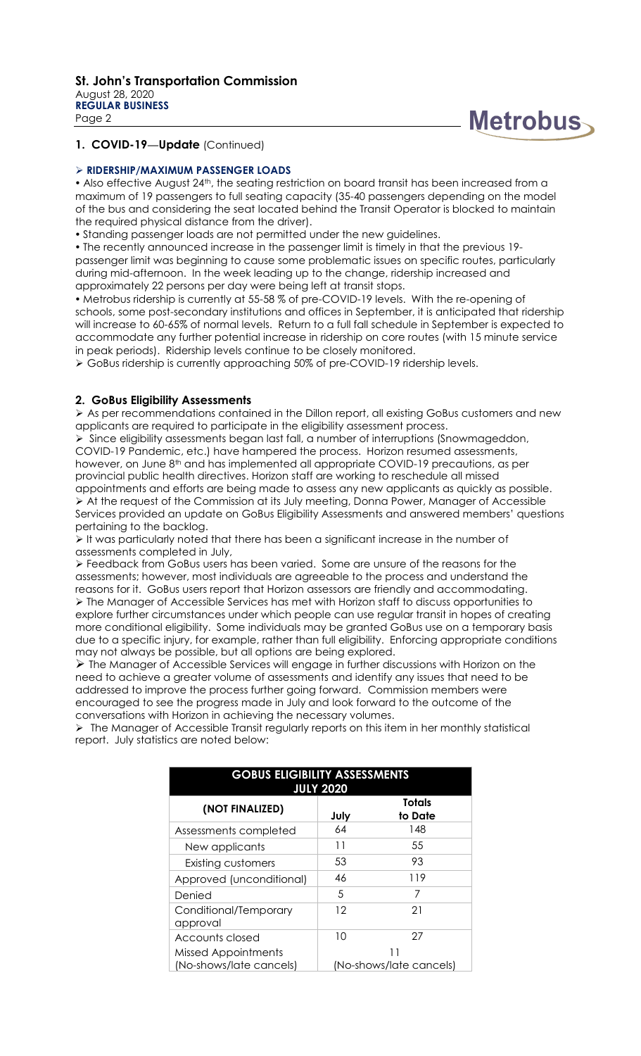## 1. COVID-19—Update (Continued)

➢ **RIDERSHIP/MAXIMUM PASSENGER LOADS**

• Also effective August 24th, the seating restriction on board transit has been increased from a maximum of 19 passengers to full seating capacity (35-40 passengers depending on the model of the bus and considering the seat located behind the Transit Operator is blocked to maintain the required physical distance from the driver).

• Standing passenger loads are not permitted under the new guidelines.

• The recently announced increase in the passenger limit is timely in that the previous 19-passenger limit was beginning to cause some problematic issues on specific routes, particularly during mid-afternoon. In the week leading up to the change, ridership increased and approximately 22 persons per day were being left at transit stops.

• Metrobus ridership is currently at 55-58 % of pre-COVID-19 levels. With the re-opening of schools, some post-secondary institutions and offices in September, it is anticipated that ridership will increase to 60-65% of normal levels. Return to a full fall schedule in September is expected to accommodate any further potential increase in ridership on core routes (with 15 minute service in peak periods). Ridership levels continue to be closely monitored.

➢ GoBus ridership is currently approaching 50% of pre-COVID-19 ridership levels.

## 2. GoBus Eligibility Assessments

➢ As per recommendations contained in the Dillon report, all existing GoBus customers and new applicants are required to participate in the eligibility assessment process.

➢ Since eligibility assessments began last fall, a number of interruptions (Snowmageddon, COVID-19 Pandemic, etc.) have hampered the process. Horizon resumed assessments, however, on June 8th and has implemented all appropriate COVID-19 precautions, as per provincial public health directives. Horizon staff are working to reschedule all missed appointments and efforts are being made to assess any new applicants as quickly as possible.

➢ At the request of the Commission at its July meeting, Donna Power, Manager of Accessible Services provided an update on GoBus Eligibility Assessments and answered members' questions pertaining to the backlog.

➢ It was particularly noted that there has been a significant increase in the number of assessments completed in July,

➢ Feedback from GoBus users has been varied. Some are unsure of the reasons for the assessments; however, most individuals are agreeable to the process and understand the reasons for it. GoBus users report that Horizon assessors are friendly and accommodating.

➢ The Manager of Accessible Services has met with Horizon staff to discuss opportunities to explore further circumstances under which people can use regular transit in hopes of creating more conditional eligibility. Some individuals may be granted GoBus use on a temporary basis due to a specific injury, for example, rather than full eligibility. Enforcing appropriate conditions may not always be possible, but all options are being explored.

➢ The Manager of Accessible Services will engage in further discussions with Horizon on the need to achieve a greater volume of assessments and identify any issues that need to be addressed to improve the process further going forward. Commission members were encouraged to see the progress made in July and look forward to the outcome of the conversations with Horizon in achieving the necessary volumes.

➢ The Manager of Accessible Transit regularly reports on this item in her monthly statistical report. July statistics are noted below:

| GOBUS ELIGIBILITY ASSESSMENTS JULY 2020 | | |
|---|---|---|
| (NOT FINALIZED) | July | Totals to Date |
| Assessments completed | 64 | 148 |
| New applicants | 11 | 55 |
| Existing customers | 53 | 93 |
| Approved (unconditional) | 46 | 119 |
| Denied | 5 | 7 |
| Conditional/Temporary approval | 12 | 21 |
| Accounts closed | 10 | 27 |
| Missed Appointments (No-shows/late cancels) | 11 (No-shows/late cancels) | |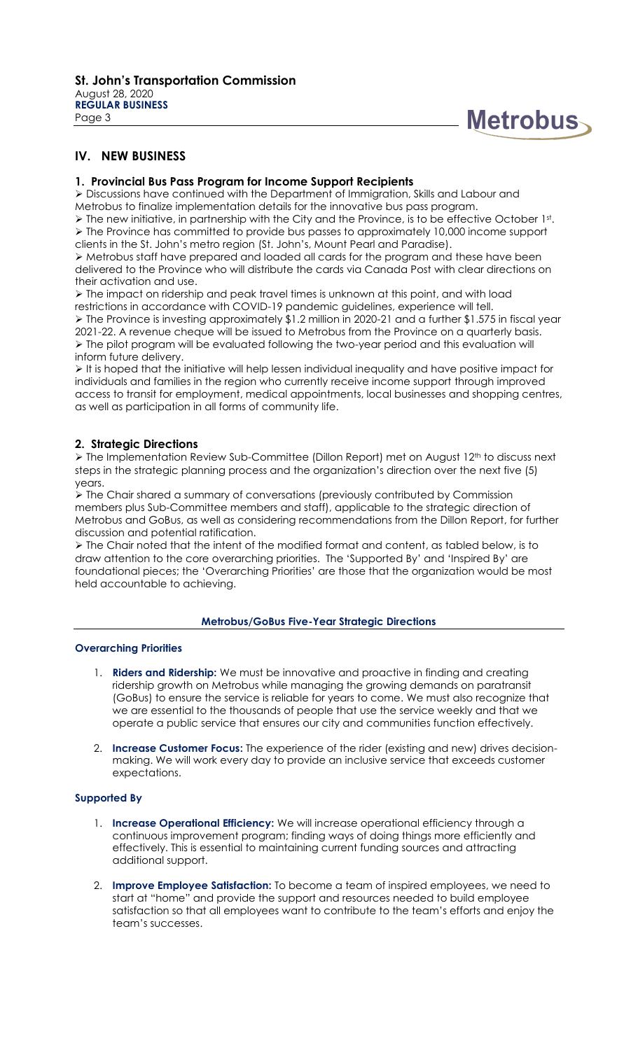## IV. NEW BUSINESS

### 1. Provincial Bus Pass Program for Income Support Recipients

- Discussions have continued with the Department of Immigration, Skills and Labour and Metrobus to finalize implementation details for the innovative bus pass program.
- The new initiative, in partnership with the City and the Province, is to be effective October 1st.
- The Province has committed to provide bus passes to approximately 10,000 income support clients in the St. John's metro region (St. John's, Mount Pearl and Paradise).
- Metrobus staff have prepared and loaded all cards for the program and these have been delivered to the Province who will distribute the cards via Canada Post with clear directions on their activation and use.
- The impact on ridership and peak travel times is unknown at this point, and with load restrictions in accordance with COVID-19 pandemic guidelines, experience will tell.
- The Province is investing approximately $1.2 million in 2020-21 and a further $1.575 in fiscal year 2021-22. A revenue cheque will be issued to Metrobus from the Province on a quarterly basis.
- The pilot program will be evaluated following the two-year period and this evaluation will inform future delivery.
- It is hoped that the initiative will help lessen individual inequality and have positive impact for individuals and families in the region who currently receive income support through improved access to transit for employment, medical appointments, local businesses and shopping centres, as well as participation in all forms of community life.

### 2. Strategic Directions

- The Implementation Review Sub-Committee (Dillon Report) met on August 12th to discuss next steps in the strategic planning process and the organization's direction over the next five (5) years.
- The Chair shared a summary of conversations (previously contributed by Commission members plus Sub-Committee members and staff), applicable to the strategic direction of Metrobus and GoBus, as well as considering recommendations from the Dillon Report, for further discussion and potential ratification.
- The Chair noted that the intent of the modified format and content, as tabled below, is to draw attention to the core overarching priorities. The 'Supported By' and 'Inspired By' are foundational pieces; the 'Overarching Priorities' are those that the organization would be most held accountable to achieving.

#### Metrobus/GoBus Five-Year Strategic Directions

**Overarching Priorities**

1. **Riders and Ridership:** We must be innovative and proactive in finding and creating ridership growth on Metrobus while managing the growing demands on paratransit (GoBus) to ensure the service is reliable for years to come. We must also recognize that we are essential to the thousands of people that use the service weekly and that we operate a public service that ensures our city and communities function effectively.
2. **Increase Customer Focus:** The experience of the rider (existing and new) drives decision-making. We will work every day to provide an inclusive service that exceeds customer expectations.

**Supported By**

1. **Increase Operational Efficiency:** We will increase operational efficiency through a continuous improvement program; finding ways of doing things more efficiently and effectively. This is essential to maintaining current funding sources and attracting additional support.
2. **Improve Employee Satisfaction:** To become a team of inspired employees, we need to start at "home" and provide the support and resources needed to build employee satisfaction so that all employees want to contribute to the team's efforts and enjoy the team's successes.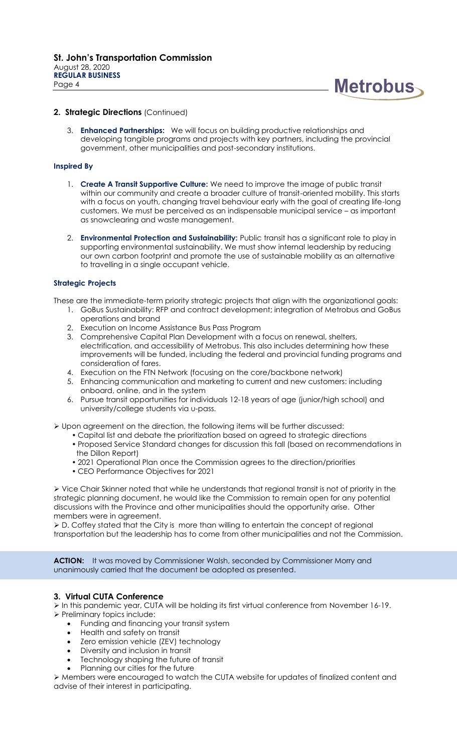## 2. Strategic Directions (Continued)

3. **Enhanced Partnerships:** We will focus on building productive relationships and developing tangible programs and projects with key partners, including the provincial government, other municipalities and post-secondary institutions.

### Inspired By

1. **Create A Transit Supportive Culture:** We need to improve the image of public transit within our community and create a broader culture of transit-oriented mobility. This starts with a focus on youth, changing travel behaviour early with the goal of creating life-long customers. We must be perceived as an indispensable municipal service – as important as snowclearing and waste management.
2. **Environmental Protection and Sustainability:** Public transit has a significant role to play in supporting environmental sustainability. We must show internal leadership by reducing our own carbon footprint and promote the use of sustainable mobility as an alternative to travelling in a single occupant vehicle.

### Strategic Projects

These are the immediate-term priority strategic projects that align with the organizational goals:

1. GoBus Sustainability: RFP and contract development; integration of Metrobus and GoBus operations and brand
2. Execution on Income Assistance Bus Pass Program
3. Comprehensive Capital Plan Development with a focus on renewal, shelters, electrification, and accessibility of Metrobus. This also includes determining how these improvements will be funded, including the federal and provincial funding programs and consideration of fares.
4. Execution on the FTN Network (focusing on the core/backbone network)
5. Enhancing communication and marketing to current and new customers: including onboard, online, and in the system
6. Pursue transit opportunities for individuals 12-18 years of age (junior/high school) and university/college students via u-pass.

➢ Upon agreement on the direction, the following items will be further discussed:
- Capital list and debate the prioritization based on agreed to strategic directions
- Proposed Service Standard changes for discussion this fall (based on recommendations in the Dillon Report)
- 2021 Operational Plan once the Commission agrees to the direction/priorities
- CEO Performance Objectives for 2021

➢ Vice Chair Skinner noted that while he understands that regional transit is not of priority in the strategic planning document, he would like the Commission to remain open for any potential discussions with the Province and other municipalities should the opportunity arise. Other members were in agreement.

➢ D. Coffey stated that the City is more than willing to entertain the concept of regional transportation but the leadership has to come from other municipalities and not the Commission.

**ACTION:** It was moved by Commissioner Walsh, seconded by Commissioner Morry and unanimously carried that the document be adopted as presented.

## 3. Virtual CUTA Conference

➢ In this pandemic year, CUTA will be holding its first virtual conference from November 16-19.

➢ Preliminary topics include:
- Funding and financing your transit system
- Health and safety on transit
- Zero emission vehicle (ZEV) technology
- Diversity and inclusion in transit
- Technology shaping the future of transit
- Planning our cities for the future

➢ Members were encouraged to watch the CUTA website for updates of finalized content and advise of their interest in participating.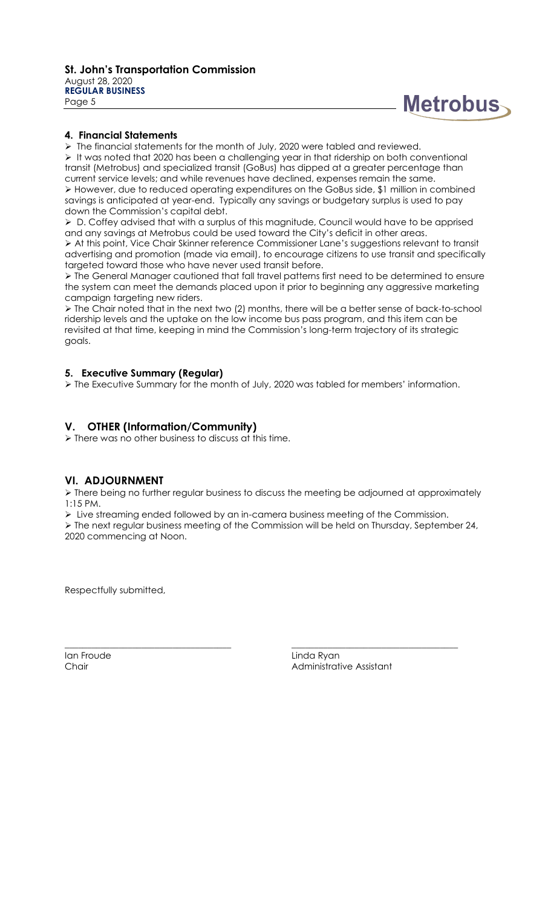### 4. Financial Statements

- The financial statements for the month of July, 2020 were tabled and reviewed.
- It was noted that 2020 has been a challenging year in that ridership on both conventional transit (Metrobus) and specialized transit (GoBus) has dipped at a greater percentage than current service levels; and while revenues have declined, expenses remain the same.
- However, due to reduced operating expenditures on the GoBus side, $1 million in combined savings is anticipated at year-end. Typically any savings or budgetary surplus is used to pay down the Commission's capital debt.
- D. Coffey advised that with a surplus of this magnitude, Council would have to be apprised and any savings at Metrobus could be used toward the City's deficit in other areas.
- At this point, Vice Chair Skinner reference Commissioner Lane's suggestions relevant to transit advertising and promotion (made via email), to encourage citizens to use transit and specifically targeted toward those who have never used transit before.
- The General Manager cautioned that fall travel patterns first need to be determined to ensure the system can meet the demands placed upon it prior to beginning any aggressive marketing campaign targeting new riders.
- The Chair noted that in the next two (2) months, there will be a better sense of back-to-school ridership levels and the uptake on the low income bus pass program, and this item can be revisited at that time, keeping in mind the Commission's long-term trajectory of its strategic goals.

### 5. Executive Summary (Regular)

- The Executive Summary for the month of July, 2020 was tabled for members' information.

## V. OTHER (Information/Community)

- There was no other business to discuss at this time.

## VI. ADJOURNMENT

- There being no further regular business to discuss the meeting be adjourned at approximately 1:15 PM.
- Live streaming ended followed by an in-camera business meeting of the Commission.
- The next regular business meeting of the Commission will be held on Thursday, September 24, 2020 commencing at Noon.

Respectfully submitted,

| | |
|---|---|
| \_\_\_\_\_\_\_\_\_\_\_\_\_\_\_\_\_\_\_\_\_\_\_\_\_\_\_\_ | \_\_\_\_\_\_\_\_\_\_\_\_\_\_\_\_\_\_\_\_\_\_\_\_\_\_\_\_ |
| Ian Froude | Linda Ryan |
| Chair | Administrative Assistant |